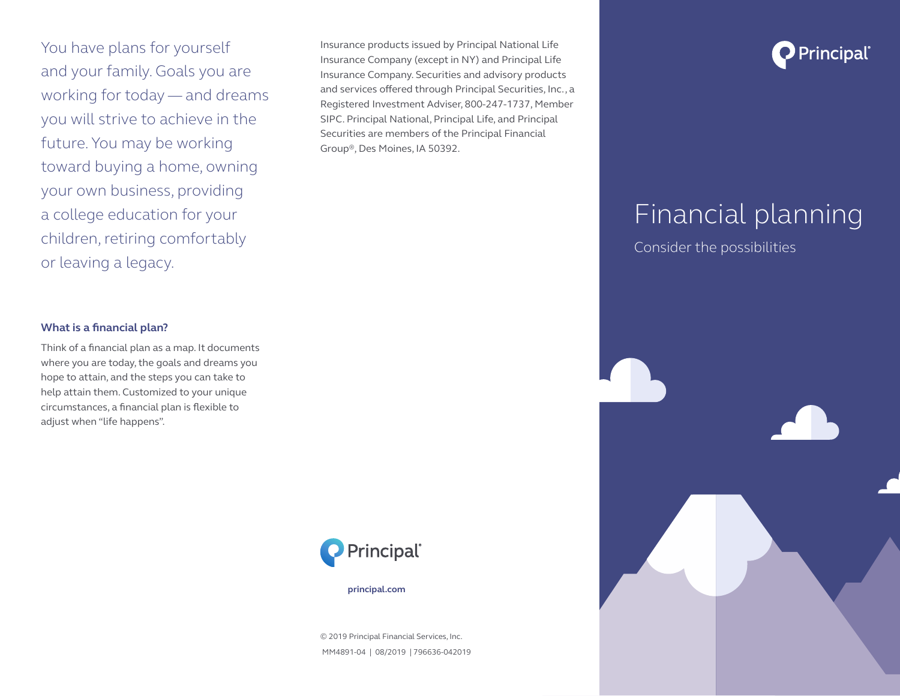# Financial planning

## Consider the possibilities

You have plans for yourself and your family. Goals you are working for today — and dreams you will strive to achieve in the future. You may be working toward buying a home, owning your own business, providing a college education for your children, retiring comfortably or leaving a legacy.

### What is a financial plan?

Think of a financial plan as a map. It documents where you are today, the goals and dreams you hope to attain, and the steps you can take to help attain them. Customized to your unique circumstances, a financial plan is flexible to adjust when "life happens".

Insurance products issued by Principal National Life Insurance Company (except in NY) and Principal Life Insurance Company. Securities and advisory products and services offered through Principal Securities, Inc., a Registered Investment Adviser, 800-247-1737, Member SIPC. Principal National, Principal Life, and Principal Securities are members of the Principal Financial Group®, Des Moines, IA 50392.

Principal®

**principal.com**

© 2019 Principal Financial Services, Inc.

MM4891-04 | 08/2019 | 796636-042019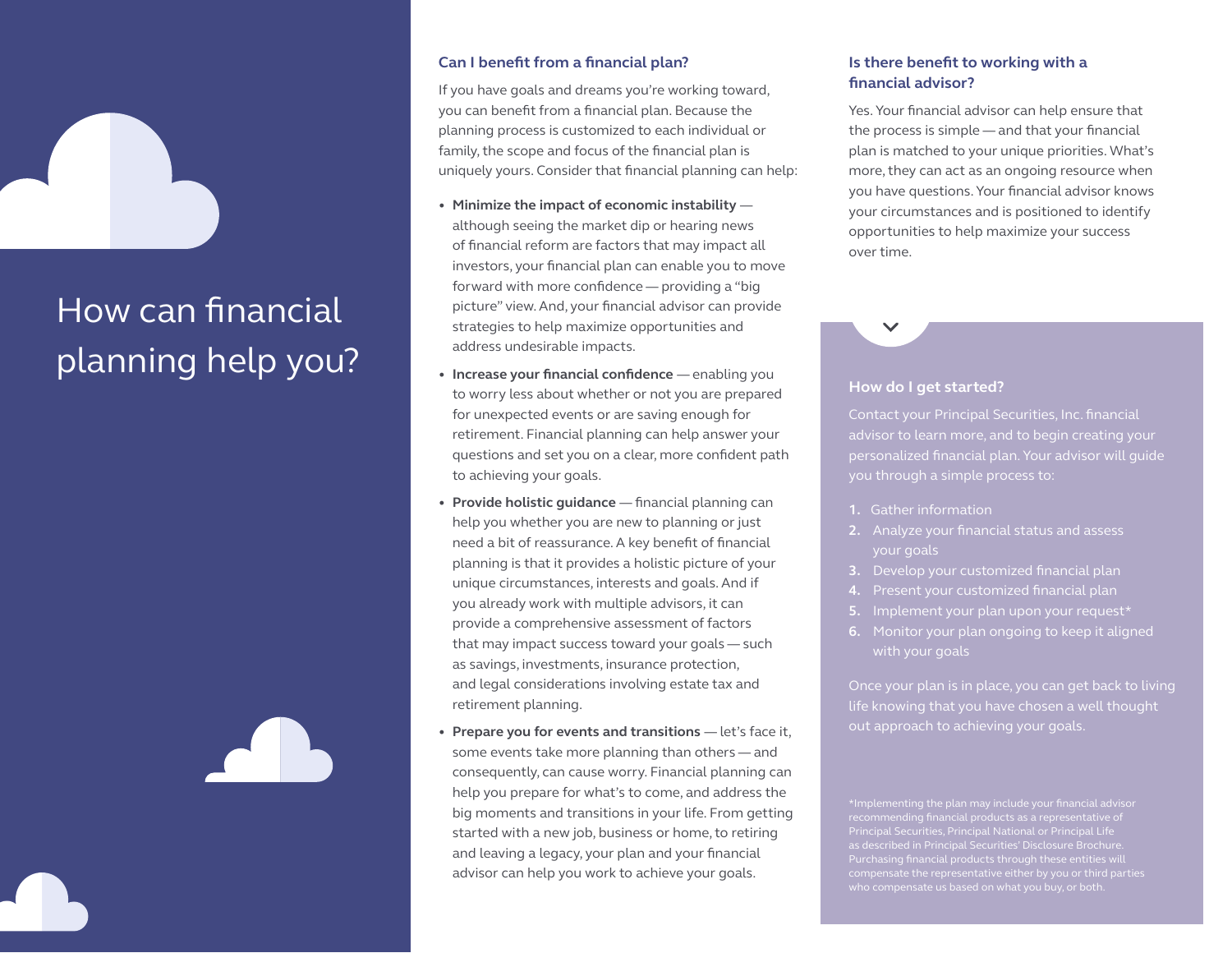# How can financial planning help you?

## Can I benefit from a financial plan?

If you have goals and dreams you're working toward, you can benefit from a financial plan. Because the planning process is customized to each individual or family, the scope and focus of the financial plan is uniquely yours. Consider that financial planning can help:

- **Minimize the impact of economic instability** — although seeing the market dip or hearing news of financial reform are factors that may impact all investors, your financial plan can enable you to move forward with more confidence — providing a "big picture" view. And, your financial advisor can provide strategies to help maximize opportunities and address undesirable impacts.
- **Increase your financial confidence** — enabling you to worry less about whether or not you are prepared for unexpected events or are saving enough for retirement. Financial planning can help answer your questions and set you on a clear, more confident path to achieving your goals.
- **Provide holistic guidance** — financial planning can help you whether you are new to planning or just need a bit of reassurance. A key benefit of financial planning is that it provides a holistic picture of your unique circumstances, interests and goals. And if you already work with multiple advisors, it can provide a comprehensive assessment of factors that may impact success toward your goals — such as savings, investments, insurance protection, and legal considerations involving estate tax and retirement planning.
- **Prepare you for events and transitions** — let's face it, some events take more planning than others — and consequently, can cause worry. Financial planning can help you prepare for what's to come, and address the big moments and transitions in your life. From getting started with a new job, business or home, to retiring and leaving a legacy, your plan and your financial advisor can help you work to achieve your goals.

## Is there benefit to working with a financial advisor?

Yes. Your financial advisor can help ensure that the process is simple — and that your financial plan is matched to your unique priorities. What's more, they can act as an ongoing resource when you have questions. Your financial advisor knows your circumstances and is positioned to identify opportunities to help maximize your success over time.

## How do I get started?

Contact your Principal Securities, Inc. financial advisor to learn more, and to begin creating your personalized financial plan. Your advisor will guide you through a simple process to:

1. Gather information
2. Analyze your financial status and assess your goals
3. Develop your customized financial plan
4. Present your customized financial plan
5. Implement your plan upon your request*
6. Monitor your plan ongoing to keep it aligned with your goals

Once your plan is in place, you can get back to living life knowing that you have chosen a well thought out approach to achieving your goals.

*Implementing the plan may include your financial advisor recommending financial products as a representative of Principal Securities, Principal National or Principal Life as described in Principal Securities' Disclosure Brochure. Purchasing financial products through these entities will compensate the representative either by you or third parties who compensate us based on what you buy, or both.